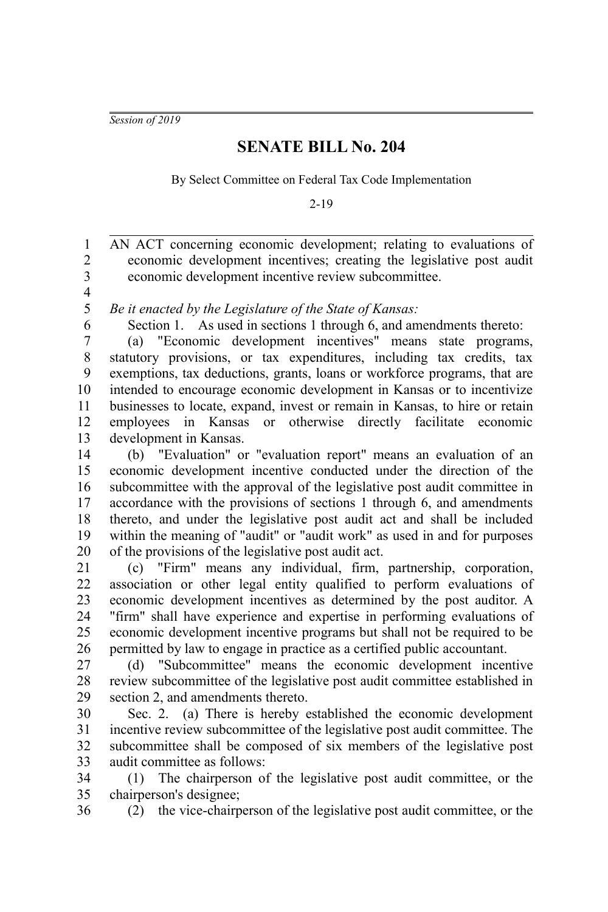*Session of 2019*

# SENATE BILL No. 204

By Select Committee on Federal Tax Code Implementation

2-19

AN ACT concerning economic development; relating to evaluations of economic development incentives; creating the legislative post audit economic development incentive review subcommittee.

*Be it enacted by the Legislature of the State of Kansas:*

Section 1. As used in sections 1 through 6, and amendments thereto:

(a) "Economic development incentives" means state programs, statutory provisions, or tax expenditures, including tax credits, tax exemptions, tax deductions, grants, loans or workforce programs, that are intended to encourage economic development in Kansas or to incentivize businesses to locate, expand, invest or remain in Kansas, to hire or retain employees in Kansas or otherwise directly facilitate economic development in Kansas.

(b) "Evaluation" or "evaluation report" means an evaluation of an economic development incentive conducted under the direction of the subcommittee with the approval of the legislative post audit committee in accordance with the provisions of sections 1 through 6, and amendments thereto, and under the legislative post audit act and shall be included within the meaning of "audit" or "audit work" as used in and for purposes of the provisions of the legislative post audit act.

(c) "Firm" means any individual, firm, partnership, corporation, association or other legal entity qualified to perform evaluations of economic development incentives as determined by the post auditor. A "firm" shall have experience and expertise in performing evaluations of economic development incentive programs but shall not be required to be permitted by law to engage in practice as a certified public accountant.

(d) "Subcommittee" means the economic development incentive review subcommittee of the legislative post audit committee established in section 2, and amendments thereto.

Sec. 2. (a) There is hereby established the economic development incentive review subcommittee of the legislative post audit committee. The subcommittee shall be composed of six members of the legislative post audit committee as follows:

(1) The chairperson of the legislative post audit committee, or the chairperson's designee;

(2) the vice-chairperson of the legislative post audit committee, or the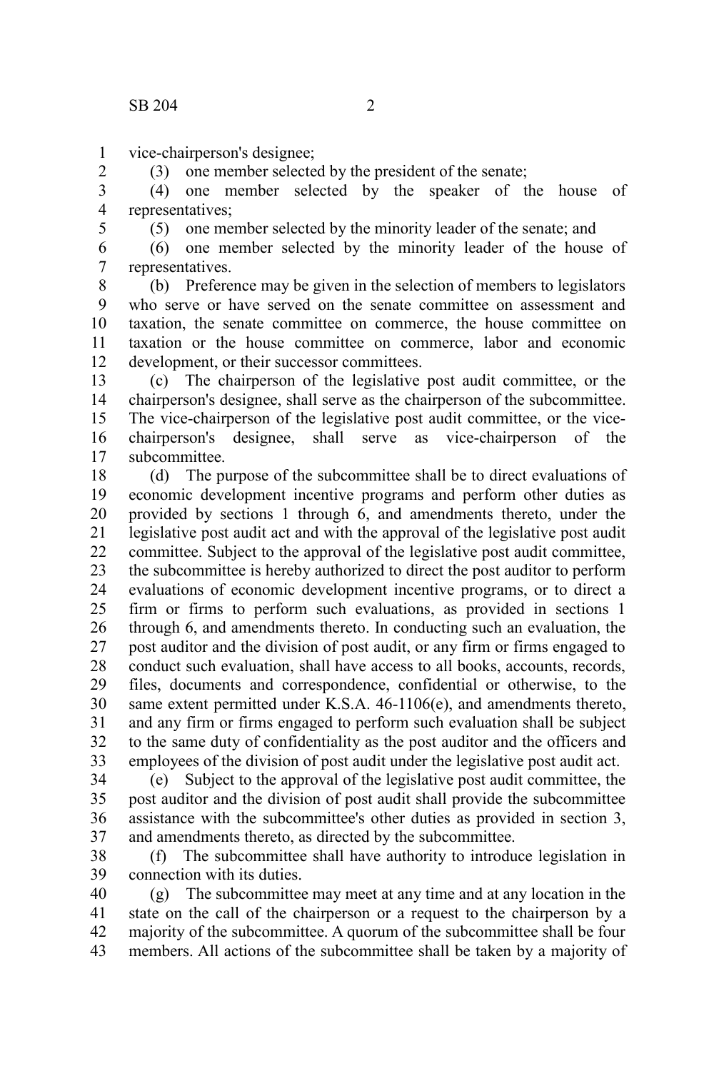vice-chairperson's designee;

(3) one member selected by the president of the senate;

(4) one member selected by the speaker of the house of representatives;

(5) one member selected by the minority leader of the senate; and

(6) one member selected by the minority leader of the house of representatives.

(b) Preference may be given in the selection of members to legislators who serve or have served on the senate committee on assessment and taxation, the senate committee on commerce, the house committee on taxation or the house committee on commerce, labor and economic development, or their successor committees.

(c) The chairperson of the legislative post audit committee, or the chairperson's designee, shall serve as the chairperson of the subcommittee. The vice-chairperson of the legislative post audit committee, or the vice-chairperson's designee, shall serve as vice-chairperson of the subcommittee.

(d) The purpose of the subcommittee shall be to direct evaluations of economic development incentive programs and perform other duties as provided by sections 1 through 6, and amendments thereto, under the legislative post audit act and with the approval of the legislative post audit committee. Subject to the approval of the legislative post audit committee, the subcommittee is hereby authorized to direct the post auditor to perform evaluations of economic development incentive programs, or to direct a firm or firms to perform such evaluations, as provided in sections 1 through 6, and amendments thereto. In conducting such an evaluation, the post auditor and the division of post audit, or any firm or firms engaged to conduct such evaluation, shall have access to all books, accounts, records, files, documents and correspondence, confidential or otherwise, to the same extent permitted under K.S.A. 46-1106(e), and amendments thereto, and any firm or firms engaged to perform such evaluation shall be subject to the same duty of confidentiality as the post auditor and the officers and employees of the division of post audit under the legislative post audit act.

(e) Subject to the approval of the legislative post audit committee, the post auditor and the division of post audit shall provide the subcommittee assistance with the subcommittee's other duties as provided in section 3, and amendments thereto, as directed by the subcommittee.

(f) The subcommittee shall have authority to introduce legislation in connection with its duties.

(g) The subcommittee may meet at any time and at any location in the state on the call of the chairperson or a request to the chairperson by a majority of the subcommittee. A quorum of the subcommittee shall be four members. All actions of the subcommittee shall be taken by a majority of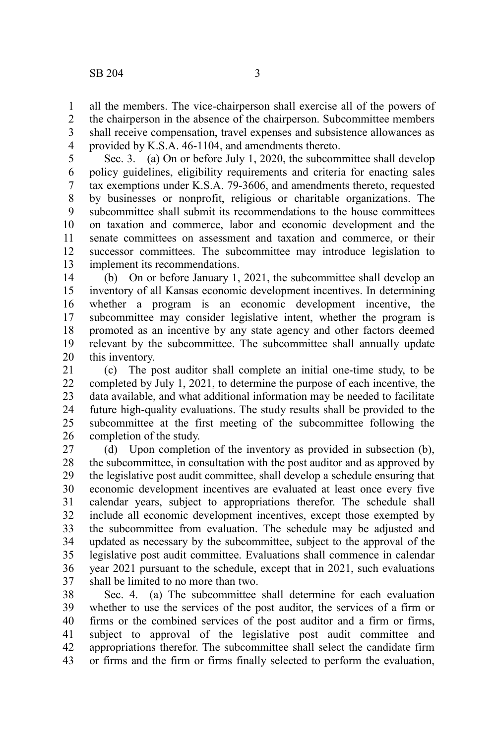all the members. The vice-chairperson shall exercise all of the powers of the chairperson in the absence of the chairperson. Subcommittee members shall receive compensation, travel expenses and subsistence allowances as provided by K.S.A. 46-1104, and amendments thereto.

Sec. 3. (a) On or before July 1, 2020, the subcommittee shall develop policy guidelines, eligibility requirements and criteria for enacting sales tax exemptions under K.S.A. 79-3606, and amendments thereto, requested by businesses or nonprofit, religious or charitable organizations. The subcommittee shall submit its recommendations to the house committees on taxation and commerce, labor and economic development and the senate committees on assessment and taxation and commerce, or their successor committees. The subcommittee may introduce legislation to implement its recommendations.

(b) On or before January 1, 2021, the subcommittee shall develop an inventory of all Kansas economic development incentives. In determining whether a program is an economic development incentive, the subcommittee may consider legislative intent, whether the program is promoted as an incentive by any state agency and other factors deemed relevant by the subcommittee. The subcommittee shall annually update this inventory.

(c) The post auditor shall complete an initial one-time study, to be completed by July 1, 2021, to determine the purpose of each incentive, the data available, and what additional information may be needed to facilitate future high-quality evaluations. The study results shall be provided to the subcommittee at the first meeting of the subcommittee following the completion of the study.

(d) Upon completion of the inventory as provided in subsection (b), the subcommittee, in consultation with the post auditor and as approved by the legislative post audit committee, shall develop a schedule ensuring that economic development incentives are evaluated at least once every five calendar years, subject to appropriations therefor. The schedule shall include all economic development incentives, except those exempted by the subcommittee from evaluation. The schedule may be adjusted and updated as necessary by the subcommittee, subject to the approval of the legislative post audit committee. Evaluations shall commence in calendar year 2021 pursuant to the schedule, except that in 2021, such evaluations shall be limited to no more than two.

Sec. 4. (a) The subcommittee shall determine for each evaluation whether to use the services of the post auditor, the services of a firm or firms or the combined services of the post auditor and a firm or firms, subject to approval of the legislative post audit committee and appropriations therefor. The subcommittee shall select the candidate firm or firms and the firm or firms finally selected to perform the evaluation,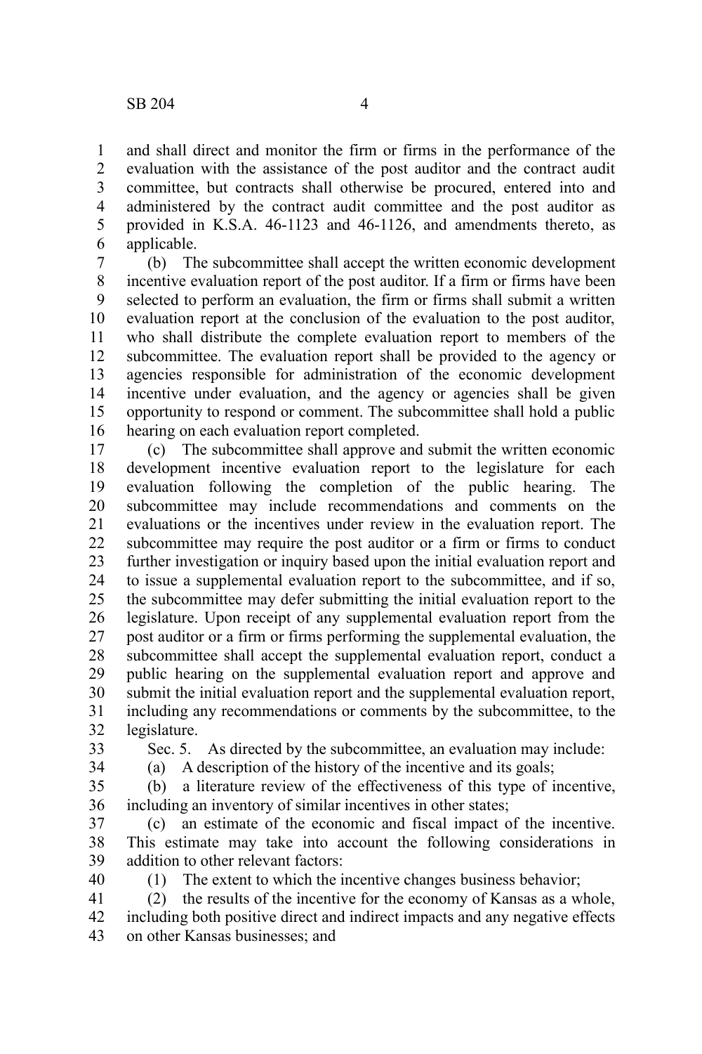and shall direct and monitor the firm or firms in the performance of the evaluation with the assistance of the post auditor and the contract audit committee, but contracts shall otherwise be procured, entered into and administered by the contract audit committee and the post auditor as provided in K.S.A. 46-1123 and 46-1126, and amendments thereto, as applicable.

(b) The subcommittee shall accept the written economic development incentive evaluation report of the post auditor. If a firm or firms have been selected to perform an evaluation, the firm or firms shall submit a written evaluation report at the conclusion of the evaluation to the post auditor, who shall distribute the complete evaluation report to members of the subcommittee. The evaluation report shall be provided to the agency or agencies responsible for administration of the economic development incentive under evaluation, and the agency or agencies shall be given opportunity to respond or comment. The subcommittee shall hold a public hearing on each evaluation report completed.

(c) The subcommittee shall approve and submit the written economic development incentive evaluation report to the legislature for each evaluation following the completion of the public hearing. The subcommittee may include recommendations and comments on the evaluations or the incentives under review in the evaluation report. The subcommittee may require the post auditor or a firm or firms to conduct further investigation or inquiry based upon the initial evaluation report and to issue a supplemental evaluation report to the subcommittee, and if so, the subcommittee may defer submitting the initial evaluation report to the legislature. Upon receipt of any supplemental evaluation report from the post auditor or a firm or firms performing the supplemental evaluation, the subcommittee shall accept the supplemental evaluation report, conduct a public hearing on the supplemental evaluation report and approve and submit the initial evaluation report and the supplemental evaluation report, including any recommendations or comments by the subcommittee, to the legislature.

Sec. 5. As directed by the subcommittee, an evaluation may include:

(a) A description of the history of the incentive and its goals;

(b) a literature review of the effectiveness of this type of incentive, including an inventory of similar incentives in other states;

(c) an estimate of the economic and fiscal impact of the incentive. This estimate may take into account the following considerations in addition to other relevant factors:

(1) The extent to which the incentive changes business behavior;

(2) the results of the incentive for the economy of Kansas as a whole, including both positive direct and indirect impacts and any negative effects on other Kansas businesses; and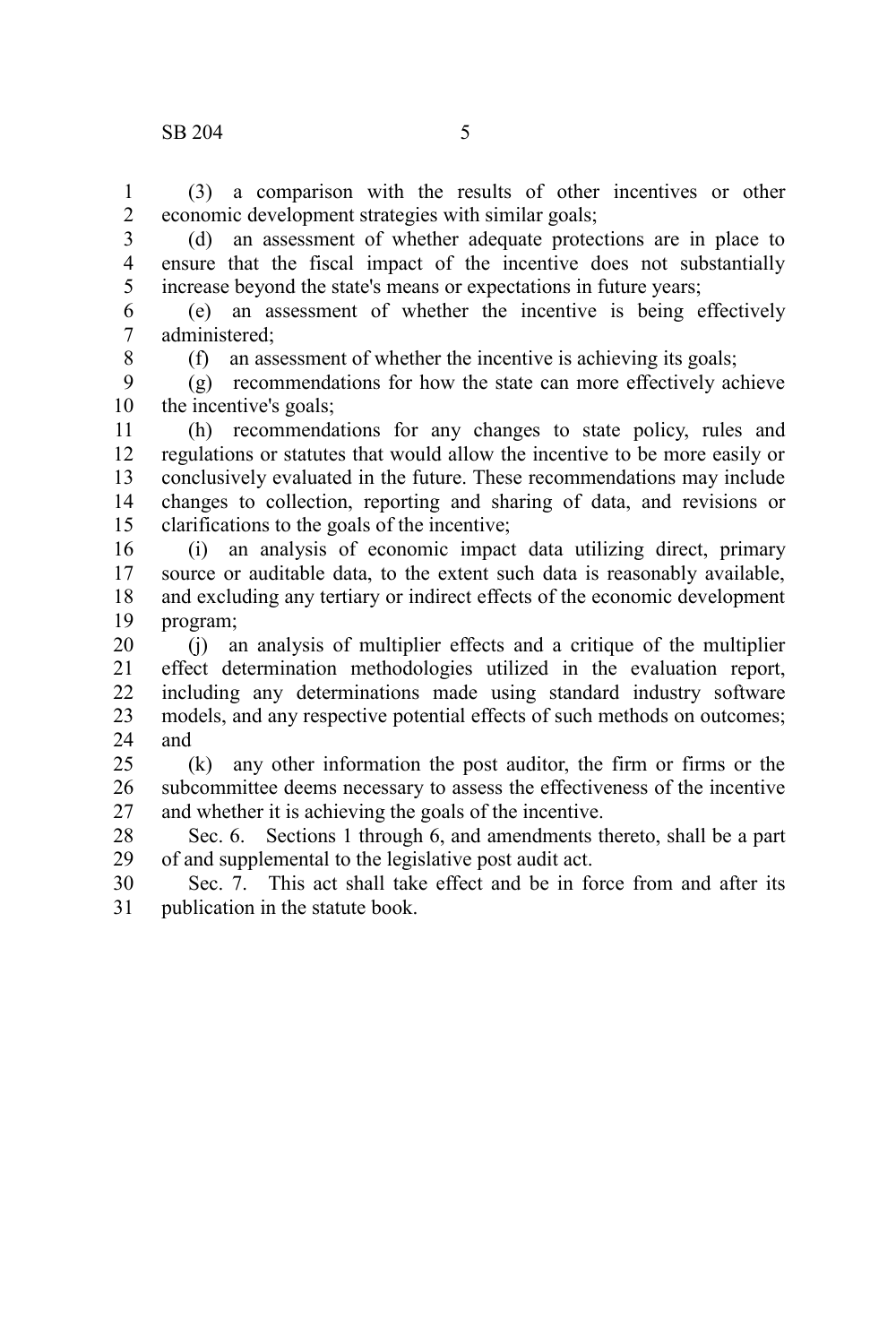(3) a comparison with the results of other incentives or other economic development strategies with similar goals;

(d) an assessment of whether adequate protections are in place to ensure that the fiscal impact of the incentive does not substantially increase beyond the state's means or expectations in future years;

(e) an assessment of whether the incentive is being effectively administered;

(f) an assessment of whether the incentive is achieving its goals;

(g) recommendations for how the state can more effectively achieve the incentive's goals;

(h) recommendations for any changes to state policy, rules and regulations or statutes that would allow the incentive to be more easily or conclusively evaluated in the future. These recommendations may include changes to collection, reporting and sharing of data, and revisions or clarifications to the goals of the incentive;

(i) an analysis of economic impact data utilizing direct, primary source or auditable data, to the extent such data is reasonably available, and excluding any tertiary or indirect effects of the economic development program;

(j) an analysis of multiplier effects and a critique of the multiplier effect determination methodologies utilized in the evaluation report, including any determinations made using standard industry software models, and any respective potential effects of such methods on outcomes; and

(k) any other information the post auditor, the firm or firms or the subcommittee deems necessary to assess the effectiveness of the incentive and whether it is achieving the goals of the incentive.

Sec. 6. Sections 1 through 6, and amendments thereto, shall be a part of and supplemental to the legislative post audit act.

Sec. 7. This act shall take effect and be in force from and after its publication in the statute book.